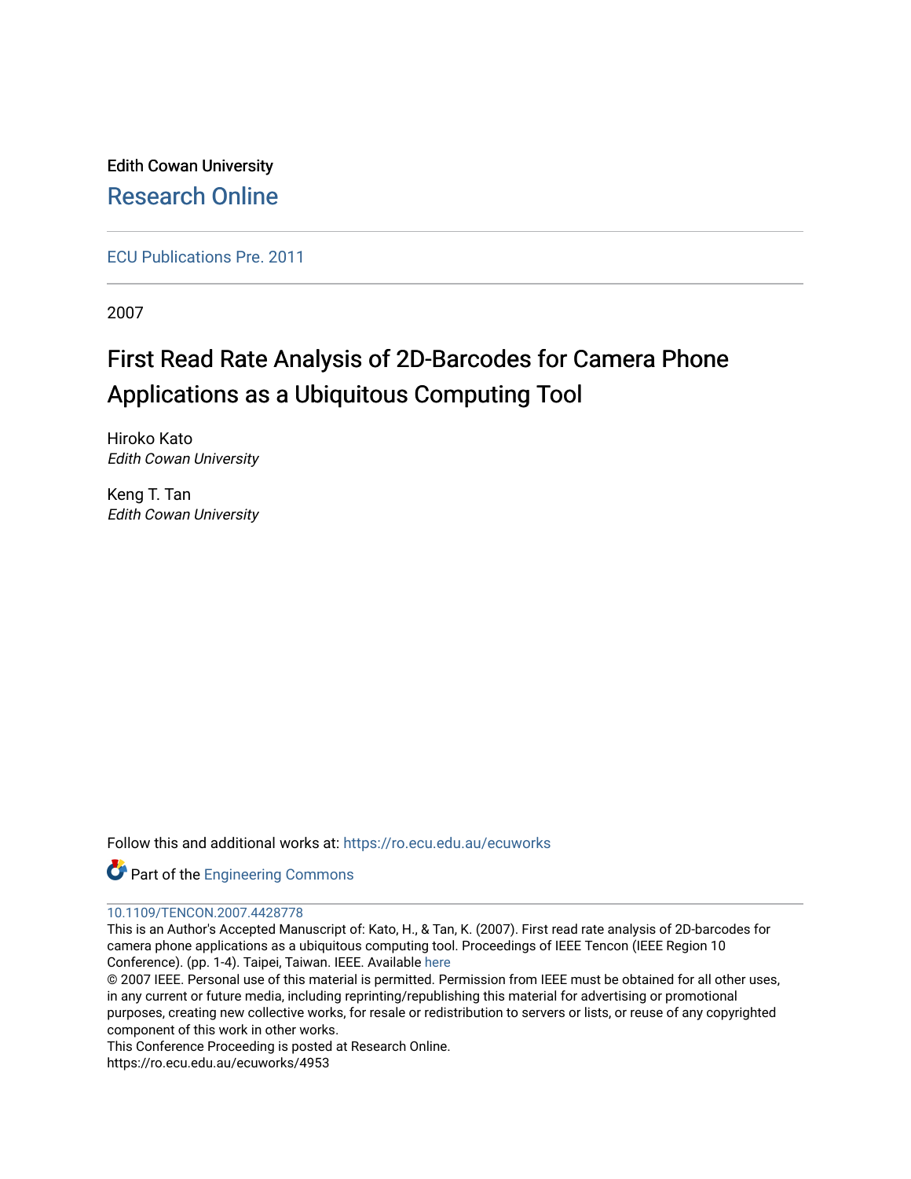Edith Cowan University

Research Online

ECU Publications Pre. 2011

2007

# First Read Rate Analysis of 2D-Barcodes for Camera Phone Applications as a Ubiquitous Computing Tool

Hiroko Kato
*Edith Cowan University*

Keng T. Tan
*Edith Cowan University*

Follow this and additional works at: https://ro.ecu.edu.au/ecuworks

Part of the Engineering Commons

10.1109/TENCON.2007.4428778

This is an Author's Accepted Manuscript of: Kato, H., & Tan, K. (2007). First read rate analysis of 2D-barcodes for camera phone applications as a ubiquitous computing tool. Proceedings of IEEE Tencon (IEEE Region 10 Conference). (pp. 1-4). Taipei, Taiwan. IEEE. Available here

© 2007 IEEE. Personal use of this material is permitted. Permission from IEEE must be obtained for all other uses, in any current or future media, including reprinting/republishing this material for advertising or promotional purposes, creating new collective works, for resale or redistribution to servers or lists, or reuse of any copyrighted component of this work in other works.

This Conference Proceeding is posted at Research Online.

https://ro.ecu.edu.au/ecuworks/4953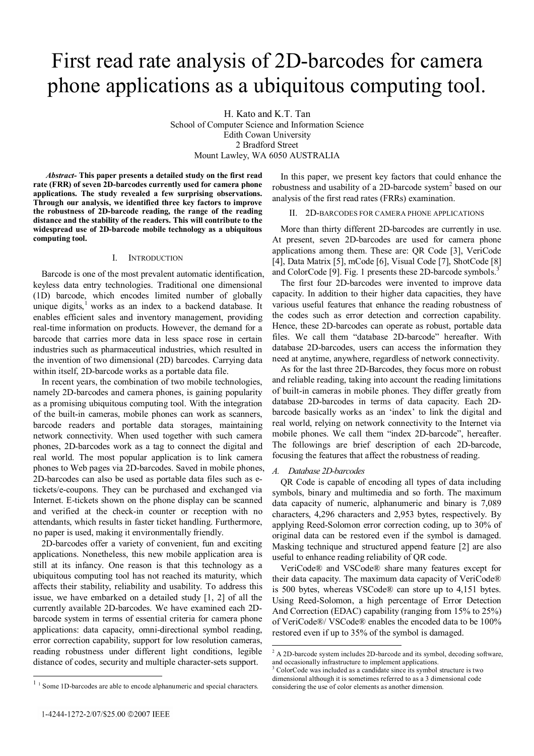# First read rate analysis of 2D-barcodes for camera phone applications as a ubiquitous computing tool.

H. Kato and K.T. Tan
School of Computer Science and Information Science
Edith Cowan University
2 Bradford Street
Mount Lawley, WA 6050 AUSTRALIA

***Abstract*- This paper presents a detailed study on the first read rate (FRR) of seven 2D-barcodes currently used for camera phone applications. The study revealed a few surprising observations. Through our analysis, we identified three key factors to improve the robustness of 2D-barcode reading, the range of the reading distance and the stability of the readers. This will contribute to the widespread use of 2D-barcode mobile technology as a ubiquitous computing tool.**

## I. Introduction

Barcode is one of the most prevalent automatic identification, keyless data entry technologies. Traditional one dimensional (1D) barcode, which encodes limited number of globally unique digits,[1] works as an index to a backend database. It enables efficient sales and inventory management, providing real-time information on products. However, the demand for a barcode that carries more data in less space rose in certain industries such as pharmaceutical industries, which resulted in the invention of two dimensional (2D) barcodes. Carrying data within itself, 2D-barcode works as a portable data file.

In recent years, the combination of two mobile technologies, namely 2D-barcodes and camera phones, is gaining popularity as a promising ubiquitous computing tool. With the integration of the built-in cameras, mobile phones can work as scanners, barcode readers and portable data storages, maintaining network connectivity. When used together with such camera phones, 2D-barcodes work as a tag to connect the digital and real world. The most popular application is to link camera phones to Web pages via 2D-barcodes. Saved in mobile phones, 2D-barcodes can also be used as portable data files such as e-tickets/e-coupons. They can be purchased and exchanged via Internet. E-tickets shown on the phone display can be scanned and verified at the check-in counter or reception with no attendants, which results in faster ticket handling. Furthermore, no paper is used, making it environmentally friendly.

2D-barcodes offer a variety of convenient, fun and exciting applications. Nonetheless, this new mobile application area is still at its infancy. One reason is that this technology as a ubiquitous computing tool has not reached its maturity, which affects their stability, reliability and usability. To address this issue, we have embarked on a detailed study [1, 2] of all the currently available 2D-barcodes. We have examined each 2D-barcode system in terms of essential criteria for camera phone applications: data capacity, omni-directional symbol reading, error correction capability, support for low resolution cameras, reading robustness under different light conditions, legible distance of codes, security and multiple character-sets support.

In this paper, we present key factors that could enhance the robustness and usability of a 2D-barcode system[2] based on our analysis of the first read rates (FRRs) examination.

## II. 2D-Barcodes for Camera Phone Applications

More than thirty different 2D-barcodes are currently in use. At present, seven 2D-barcodes are used for camera phone applications among them. These are: QR Code [3], VeriCode [4], Data Matrix [5], mCode [6], Visual Code [7], ShotCode [8] and ColorCode [9]. Fig. 1 presents these 2D-barcode symbols.[3]

The first four 2D-barcodes were invented to improve data capacity. In addition to their higher data capacities, they have various useful features that enhance the reading robustness of the codes such as error detection and correction capability. Hence, these 2D-barcodes can operate as robust, portable data files. We call them "database 2D-barcode" hereafter. With database 2D-barcodes, users can access the information they need at anytime, anywhere, regardless of network connectivity.

As for the last three 2D-Barcodes, they focus more on robust and reliable reading, taking into account the reading limitations of built-in cameras in mobile phones. They differ greatly from database 2D-barcodes in terms of data capacity. Each 2D-barcode basically works as an 'index' to link the digital and real world, relying on network connectivity to the Internet via mobile phones. We call them "index 2D-barcode", hereafter. The followings are brief description of each 2D-barcode, focusing the features that affect the robustness of reading.

### *A. Database 2D-barcodes*

QR Code is capable of encoding all types of data including symbols, binary and multimedia and so forth. The maximum data capacity of numeric, alphanumeric and binary is 7,089 characters, 4,296 characters and 2,953 bytes, respectively. By applying Reed-Solomon error correction coding, up to 30% of original data can be restored even if the symbol is damaged. Masking technique and structured append feature [2] are also useful to enhance reading reliability of QR code.

VeriCode® and VSCode® share many features except for their data capacity. The maximum data capacity of VeriCode® is 500 bytes, whereas VSCode® can store up to 4,151 bytes. Using Reed-Solomon, a high percentage of Error Detection And Correction (EDAC) capability (ranging from 15% to 25%) of VeriCode®/ VSCode® enables the encoded data to be 100% restored even if up to 35% of the symbol is damaged.

---

[1] Some 1D-barcodes are able to encode alphanumeric and special characters.

[2] A 2D-barcode system includes 2D-barcode and its symbol, decoding software, and occasionally infrastructure to implement applications.

[3] ColorCode was included as a candidate since its symbol structure is two dimensional although it is sometimes referred to as a 3 dimensional code considering the use of color elements as another dimension.

1-4244-1272-2/07/$25.00 ©2007 IEEE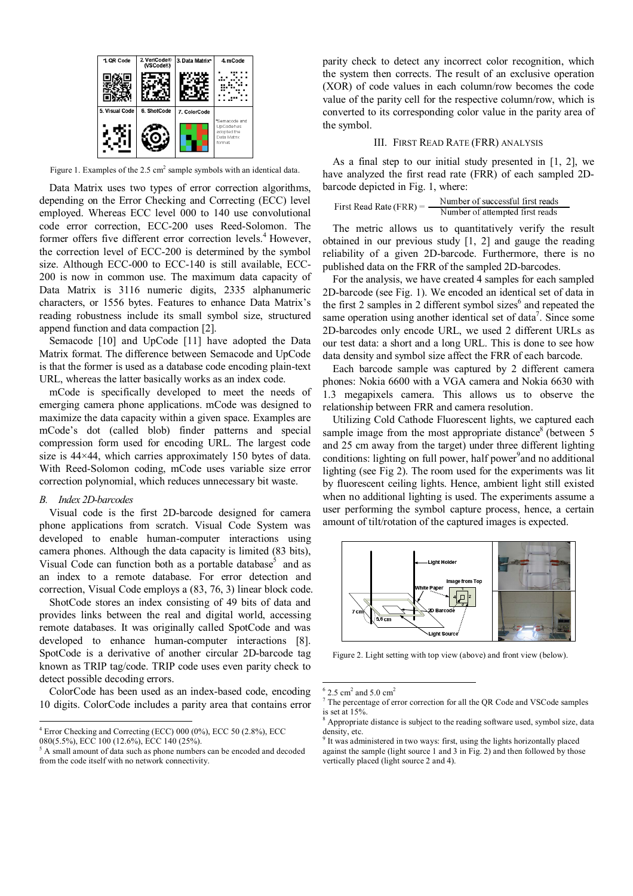Figure 1. Examples of the 2.5 cm$^2$ sample symbols with an identical data.

Data Matrix uses two types of error correction algorithms, depending on the Error Checking and Correcting (ECC) level employed. Whereas ECC level 000 to 140 use convolutional code error correction, ECC-200 uses Reed-Solomon. The former offers five different error correction levels.[4] However, the correction level of ECC-200 is determined by the symbol size. Although ECC-000 to ECC-140 is still available, ECC-200 is now in common use. The maximum data capacity of Data Matrix is 3116 numeric digits, 2335 alphanumeric characters, or 1556 bytes. Features to enhance Data Matrix's reading robustness include its small symbol size, structured append function and data compaction [2].

Semacode [10] and UpCode [11] have adopted the Data Matrix format. The difference between Semacode and UpCode is that the former is used as a database code encoding plain-text URL, whereas the latter basically works as an index code.

mCode is specifically developed to meet the needs of emerging camera phone applications. mCode was designed to maximize the data capacity within a given space. Examples are mCode's dot (called blob) finder patterns and special compression form used for encoding URL. The largest code size is 44×44, which carries approximately 150 bytes of data. With Reed-Solomon coding, mCode uses variable size error correction polynomial, which reduces unnecessary bit waste.

### *B. Index 2D-barcodes*

Visual code is the first 2D-barcode designed for camera phone applications from scratch. Visual Code System was developed to enable human-computer interactions using camera phones. Although the data capacity is limited (83 bits), Visual Code can function both as a portable database[5] and as an index to a remote database. For error detection and correction, Visual Code employs a (83, 76, 3) linear block code.

ShotCode stores an index consisting of 49 bits of data and provides links between the real and digital world, accessing remote databases. It was originally called SpotCode and was developed to enhance human-computer interactions [8]. SpotCode is a derivative of another circular 2D-barcode tag known as TRIP tag/code. TRIP code uses even parity check to detect possible decoding errors.

ColorCode has been used as an index-based code, encoding 10 digits. ColorCode includes a parity area that contains error parity check to detect any incorrect color recognition, which the system then corrects. The result of an exclusive operation (XOR) of code values in each column/row becomes the code value of the parity cell for the respective column/row, which is converted to its corresponding color value in the parity area of the symbol.

## III. First Read Rate (FRR) Analysis

As a final step to our initial study presented in [1, 2], we have analyzed the first read rate (FRR) of each sampled 2D-barcode depicted in Fig. 1, where:

$$\text{First Read Rate (FRR)} = \frac{\text{Number of successful first reads}}{\text{Number of attempted first reads}}$$

The metric allows us to quantitatively verify the result obtained in our previous study [1, 2] and gauge the reading reliability of a given 2D-barcode. Furthermore, there is no published data on the FRR of the sampled 2D-barcodes.

For the analysis, we have created 4 samples for each sampled 2D-barcode (see Fig. 1). We encoded an identical set of data in the first 2 samples in 2 different symbol sizes[6] and repeated the same operation using another identical set of data[7]. Since some 2D-barcodes only encode URL, we used 2 different URLs as our test data: a short and a long URL. This is done to see how data density and symbol size affect the FRR of each barcode.

Each barcode sample was captured by 2 different camera phones: Nokia 6600 with a VGA camera and Nokia 6630 with 1.3 megapixels camera. This allows us to observe the relationship between FRR and camera resolution.

Utilizing Cold Cathode Fluorescent lights, we captured each sample image from the most appropriate distance[8] (between 5 and 25 cm away from the target) under three different lighting conditions: lighting on full power, half power[9] and no additional lighting (see Fig 2). The room used for the experiments was lit by fluorescent ceiling lights. Hence, ambient light still existed when no additional lighting is used. The experiments assume a user performing the symbol capture process, hence, a certain amount of tilt/rotation of the captured images is expected.

Figure 2. Light setting with top view (above) and front view (below).

---

[4] Error Checking and Correcting (ECC) 000 (0%), ECC 50 (2.8%), ECC 080(5.5%), ECC 100 (12.6%), ECC 140 (25%).

[5] A small amount of data such as phone numbers can be encoded and decoded from the code itself with no network connectivity.

[6] 2.5 cm$^2$ and 5.0 cm$^2$

[7] The percentage of error correction for all the QR Code and VSCode samples is set at 15%.

[8] Appropriate distance is subject to the reading software used, symbol size, data density, etc.

[9] It was administered in two ways: first, using the lights horizontally placed against the sample (light source 1 and 3 in Fig. 2) and then followed by those vertically placed (light source 2 and 4).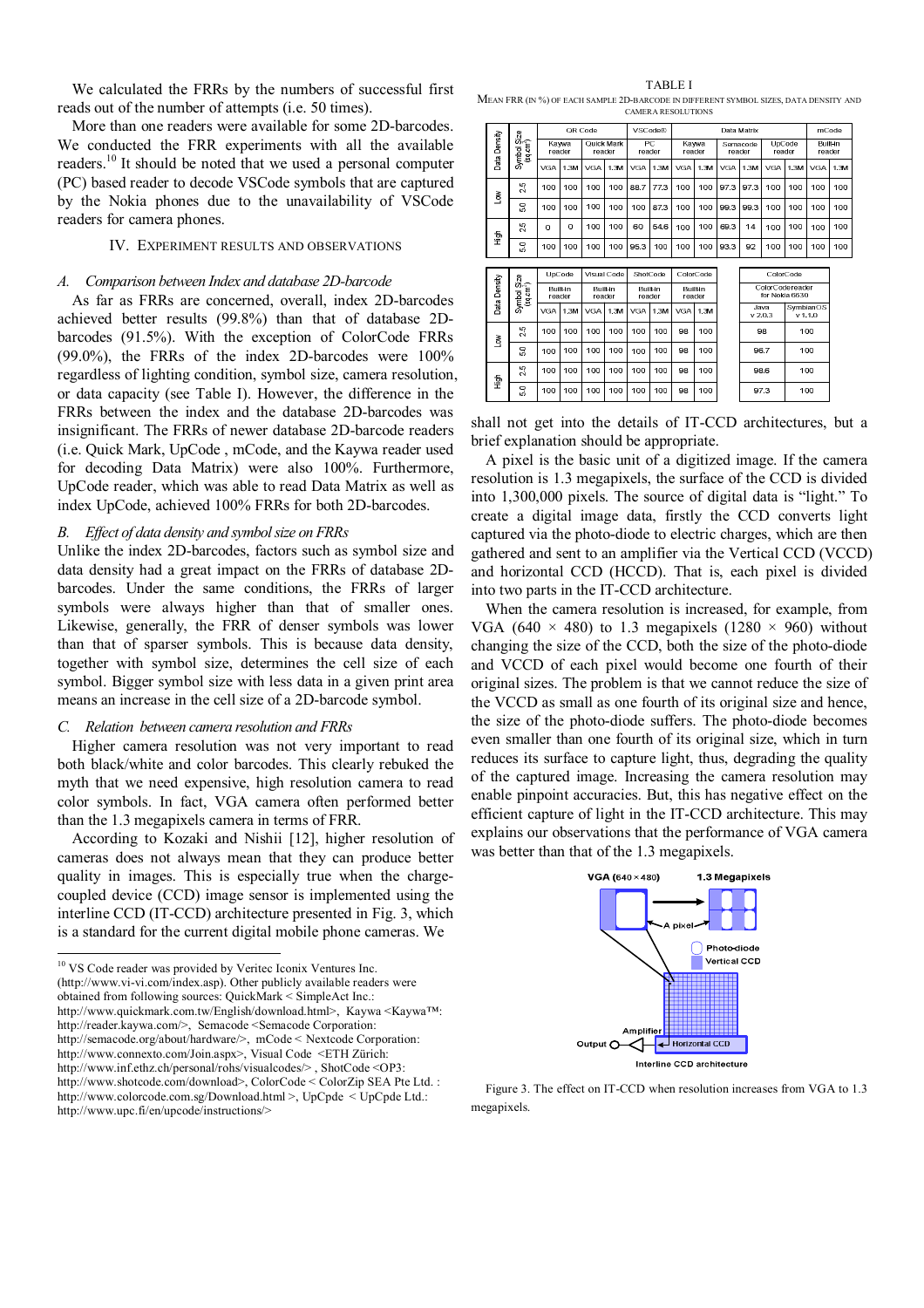We calculated the FRRs by the numbers of successful first reads out of the number of attempts (i.e. 50 times).

More than one readers were available for some 2D-barcodes. We conducted the FRR experiments with all the available readers.[10] It should be noted that we used a personal computer (PC) based reader to decode VSCode symbols that are captured by the Nokia phones due to the unavailability of VSCode readers for camera phones.

## IV. Experiment Results and Observations

### A. Comparison between Index and database 2D-barcode

As far as FRRs are concerned, overall, index 2D-barcodes achieved better results (99.8%) than that of database 2D-barcodes (91.5%). With the exception of ColorCode FRRs (99.0%), the FRRs of the index 2D-barcodes were 100% regardless of lighting condition, symbol size, camera resolution, or data capacity (see Table I). However, the difference in the FRRs between the index and the database 2D-barcodes was insignificant. The FRRs of newer database 2D-barcode readers (i.e. Quick Mark, UpCode , mCode, and the Kaywa reader used for decoding Data Matrix) were also 100%. Furthermore, UpCode reader, which was able to read Data Matrix as well as index UpCode, achieved 100% FRRs for both 2D-barcodes.

### B. Effect of data density and symbol size on FRRs

Unlike the index 2D-barcodes, factors such as symbol size and data density had a great impact on the FRRs of database 2D-barcodes. Under the same conditions, the FRRs of larger symbols were always higher than that of smaller ones. Likewise, generally, the FRR of denser symbols was lower than that of sparser symbols. This is because data density, together with symbol size, determines the cell size of each symbol. Bigger symbol size with less data in a given print area means an increase in the cell size of a 2D-barcode symbol.

### C. Relation between camera resolution and FRRs

Higher camera resolution was not very important to read both black/white and color barcodes. This clearly rebuked the myth that we need expensive, high resolution camera to read color symbols. In fact, VGA camera often performed better than the 1.3 megapixels camera in terms of FRR.

According to Kozaki and Nishii [12], higher resolution of cameras does not always mean that they can produce better quality in images. This is especially true when the charge-coupled device (CCD) image sensor is implemented using the interline CCD (IT-CCD) architecture presented in Fig. 3, which is a standard for the current digital mobile phone cameras. We shall not get into the details of IT-CCD architectures, but a brief explanation should be appropriate.

A pixel is the basic unit of a digitized image. If the camera resolution is 1.3 megapixels, the surface of the CCD is divided into 1,300,000 pixels. The source of digital data is "light." To create a digital image data, firstly the CCD converts light captured via the photo-diode to electric charges, which are then gathered and sent to an amplifier via the Vertical CCD (VCCD) and horizontal CCD (HCCD). That is, each pixel is divided into two parts in the IT-CCD architecture.

When the camera resolution is increased, for example, from VGA ($640 \times 480$) to 1.3 megapixels ($1280 \times 960$) without changing the size of the CCD, both the size of the photo-diode and VCCD of each pixel would become one fourth of their original sizes. The problem is that we cannot reduce the size of the VCCD as small as one fourth of its original size and hence, the size of the photo-diode suffers. The photo-diode becomes even smaller than one fourth of its original size, which in turn reduces its surface to capture light, thus, degrading the quality of the captured image. Increasing the camera resolution may enable pinpoint accuracies. But, this has negative effect on the efficient capture of light in the IT-CCD architecture. This may explains our observations that the performance of VGA camera was better than that of the 1.3 megapixels.

TABLE I

Mean FRR (in %) of each sample 2D-barcode in different symbol sizes, data density and camera resolutions

| Data Density | Symbol Size (sq.cm²) | QR Code | | | | VSCode® | | Data Matrix | | | | | | mCode | |
|---|---|---|---|---|---|---|---|---|---|---|---|---|---|---|---|
| | | Kaywa reader | | Quick Mark reader | | PC reader | | Kaywa reader | | Semacode reader | | UpCode reader | | Built-in reader | |
| | | VGA | 1.3M | VGA | 1.3M | VGA | 1.3M | VGA | 1.3M | VGA | 1.3M | VGA | 1.3M | VGA | 1.3M |
| Low | 2.5 | 100 | 100 | 100 | 100 | 88.7 | 77.3 | 100 | 100 | 97.3 | 97.3 | 100 | 100 | 100 | 100 |
| Low | 5.0 | 100 | 100 | 100 | 100 | 100 | 87.3 | 100 | 100 | 99.3 | 99.3 | 100 | 100 | 100 | 100 |
| High | 2.5 | 0 | 0 | 100 | 100 | 60 | 54.6 | 100 | 100 | 69.3 | 14 | 100 | 100 | 100 | 100 |
| High | 5.0 | 100 | 100 | 100 | 100 | 95.3 | 100 | 100 | 100 | 93.3 | 92 | 100 | 100 | 100 | 100 |

| Data Density | Symbol Size (sq.cm²) | UpCode | | Visual Code | | ShotCode | | ColorCode | | ColorCode | |
|---|---|---|---|---|---|---|---|---|---|---|---|
| | | Built-in reader | | Built-in reader | | Built-in reader | | Built-in reader | | ColorCodereader for Nokia 6630 | |
| | | VGA | 1.3M | VGA | 1.3M | VGA | 1.3M | VGA | 1.3M | Java v 2.0.3 | SymbianOS v 1.1.0 |
| Low | 2.5 | 100 | 100 | 100 | 100 | 100 | 100 | 98 | 100 | 98 | 100 |
| Low | 5.0 | 100 | 100 | 100 | 100 | 100 | 100 | 98 | 100 | 96.7 | 100 |
| High | 2.5 | 100 | 100 | 100 | 100 | 100 | 100 | 98 | 100 | 98.6 | 100 |
| High | 5.0 | 100 | 100 | 100 | 100 | 100 | 100 | 98 | 100 | 97.3 | 100 |

Figure 3. The effect on IT-CCD when resolution increases from VGA to 1.3 megapixels.

[10] VS Code reader was provided by Veritec Iconix Ventures Inc. (http://www.vi-vi.com/index.asp). Other publicly available readers were obtained from following sources: QuickMark < SimpleAct Inc.: http://www.quickmark.com.tw/English/download.html>, Kaywa <Kaywa™: http://reader.kaywa.com/>, Semacode <Semacode Corporation: http://semacode.org/about/hardware/>, mCode < Nextcode Corporation: http://www.connexto.com/Join.aspx>, Visual Code <ETH Zürich: http://www.inf.ethz.ch/personal/rohs/visualcodes/> , ShotCode <OP3: http://www.shotcode.com/download>, ColorCode < ColorZip SEA Pte Ltd. : http://www.colorcode.com.sg/Download.html >, UpCpde < UpCpde Ltd.: http://www.upc.fi/en/upcode/instructions/>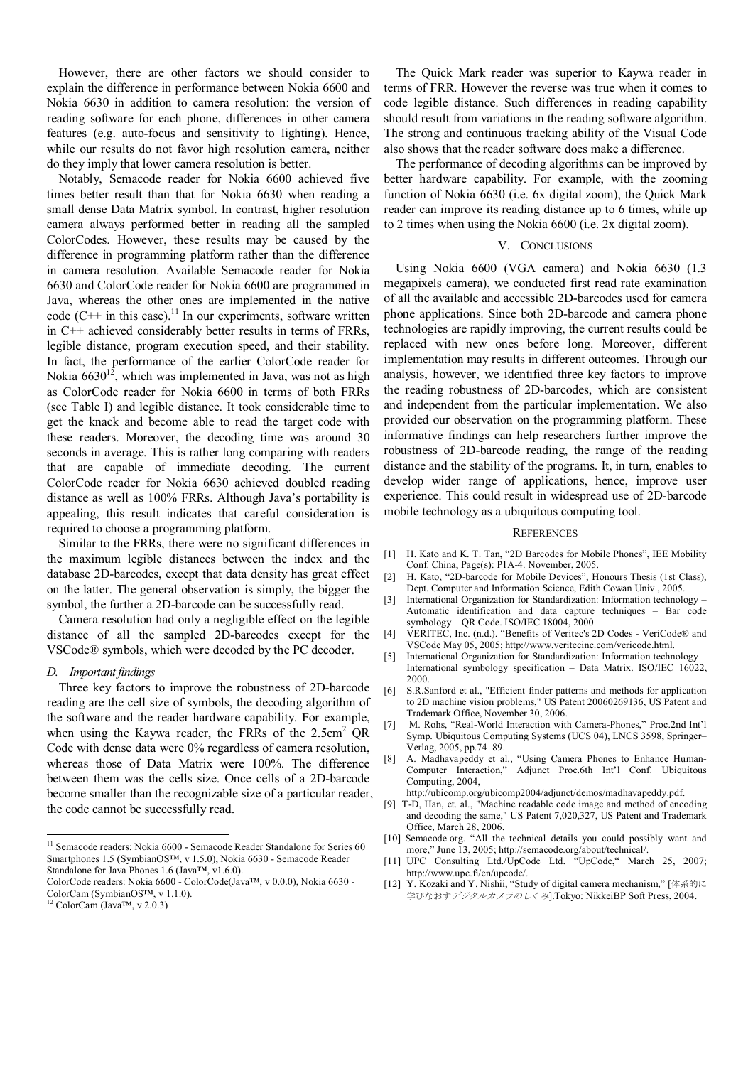However, there are other factors we should consider to explain the difference in performance between Nokia 6600 and Nokia 6630 in addition to camera resolution: the version of reading software for each phone, differences in other camera features (e.g. auto-focus and sensitivity to lighting). Hence, while our results do not favor high resolution camera, neither do they imply that lower camera resolution is better.

Notably, Semacode reader for Nokia 6600 achieved five times better result than that for Nokia 6630 when reading a small dense Data Matrix symbol. In contrast, higher resolution camera always performed better in reading all the sampled ColorCodes. However, these results may be caused by the difference in programming platform rather than the difference in camera resolution. Available Semacode reader for Nokia 6630 and ColorCode reader for Nokia 6600 are programmed in Java, whereas the other ones are implemented in the native code (C++ in this case).[11] In our experiments, software written in C++ achieved considerably better results in terms of FRRs, legible distance, program execution speed, and their stability. In fact, the performance of the earlier ColorCode reader for Nokia 6630[12], which was implemented in Java, was not as high as ColorCode reader for Nokia 6600 in terms of both FRRs (see Table I) and legible distance. It took considerable time to get the knack and become able to read the target code with these readers. Moreover, the decoding time was around 30 seconds in average. This is rather long comparing with readers that are capable of immediate decoding. The current ColorCode reader for Nokia 6630 achieved doubled reading distance as well as 100% FRRs. Although Java's portability is appealing, this result indicates that careful consideration is required to choose a programming platform.

Similar to the FRRs, there were no significant differences in the maximum legible distances between the index and the database 2D-barcodes, except that data density has great effect on the latter. The general observation is simply, the bigger the symbol, the further a 2D-barcode can be successfully read.

Camera resolution had only a negligible effect on the legible distance of all the sampled 2D-barcodes except for the VSCode® symbols, which were decoded by the PC decoder.

### *D. Important findings*

Three key factors to improve the robustness of 2D-barcode reading are the cell size of symbols, the decoding algorithm of the software and the reader hardware capability. For example, when using the Kaywa reader, the FRRs of the 2.5cm$^2$ QR Code with dense data were 0% regardless of camera resolution, whereas those of Data Matrix were 100%. The difference between them was the cells size. Once cells of a 2D-barcode become smaller than the recognizable size of a particular reader, the code cannot be successfully read.

The Quick Mark reader was superior to Kaywa reader in terms of FRR. However the reverse was true when it comes to code legible distance. Such differences in reading capability should result from variations in the reading software algorithm. The strong and continuous tracking ability of the Visual Code also shows that the reader software does make a difference.

The performance of decoding algorithms can be improved by better hardware capability. For example, with the zooming function of Nokia 6630 (i.e. 6x digital zoom), the Quick Mark reader can improve its reading distance up to 6 times, while up to 2 times when using the Nokia 6600 (i.e. 2x digital zoom).

## V. Conclusions

Using Nokia 6600 (VGA camera) and Nokia 6630 (1.3 megapixels camera), we conducted first read rate examination of all the available and accessible 2D-barcodes used for camera phone applications. Since both 2D-barcode and camera phone technologies are rapidly improving, the current results could be replaced with new ones before long. Moreover, different implementation may results in different outcomes. Through our analysis, however, we identified three key factors to improve the reading robustness of 2D-barcodes, which are consistent and independent from the particular implementation. We also provided our observation on the programming platform. These informative findings can help researchers further improve the robustness of 2D-barcode reading, the range of the reading distance and the stability of the programs. It, in turn, enables to develop wider range of applications, hence, improve user experience. This could result in widespread use of 2D-barcode mobile technology as a ubiquitous computing tool.

## References

[1] H. Kato and K. T. Tan, "2D Barcodes for Mobile Phones", IEE Mobility Conf. China, Page(s): P1A-4. November, 2005.

[2] H. Kato, "2D-barcode for Mobile Devices", Honours Thesis (1st Class), Dept. Computer and Information Science, Edith Cowan Univ., 2005.

[3] International Organization for Standardization: Information technology – Automatic identification and data capture techniques – Bar code symbology – QR Code. ISO/IEC 18004, 2000.

[4] VERITEC, Inc. (n.d.). "Benefits of Veritec's 2D Codes - VeriCode® and VSCode May 05, 2005; http://www.veritecinc.com/vericode.html.

[5] International Organization for Standardization: Information technology – International symbology specification – Data Matrix. ISO/IEC 16022, 2000.

[6] S.R.Sanford et al., "Efficient finder patterns and methods for application to 2D machine vision problems," US Patent 20060269136, US Patent and Trademark Office, November 30, 2006.

[7] M. Rohs, "Real-World Interaction with Camera-Phones," Proc.2nd Int'l Symp. Ubiquitous Computing Systems (UCS 04), LNCS 3598, Springer–Verlag, 2005, pp.74–89.

[8] A. Madhavapeddy et al., "Using Camera Phones to Enhance Human-Computer Interaction," Adjunct Proc.6th Int'l Conf. Ubiquitous Computing, 2004, http://ubicomp.org/ubicomp2004/adjunct/demos/madhavapeddy.pdf.

[9] T-D, Han, et. al., "Machine readable code image and method of encoding and decoding the same," US Patent 7,020,327, US Patent and Trademark Office, March 28, 2006.

[10] Semacode.org. "All the technical details you could possibly want and more," June 13, 2005; http://semacode.org/about/technical/.

[11] UPC Consulting Ltd./UpCode Ltd. "UpCode," March 25, 2007; http://www.upc.fi/en/upcode/.

[12] Y. Kozaki and Y. Nishii, "Study of digital camera mechanism," [体系的に学びなおすデジタルカメラのしくみ].Tokyo: NikkeiBP Soft Press, 2004.

---

[11] Semacode readers: Nokia 6600 - Semacode Reader Standalone for Series 60 Smartphones 1.5 (SymbianOS™, v 1.5.0), Nokia 6630 - Semacode Reader Standalone for Java Phones 1.6 (Java™, v1.6.0).
ColorCode readers: Nokia 6600 - ColorCode(Java™, v 0.0.0), Nokia 6630 - ColorCam (SymbianOS™, v 1.1.0).

[12] ColorCam (Java™, v 2.0.3)